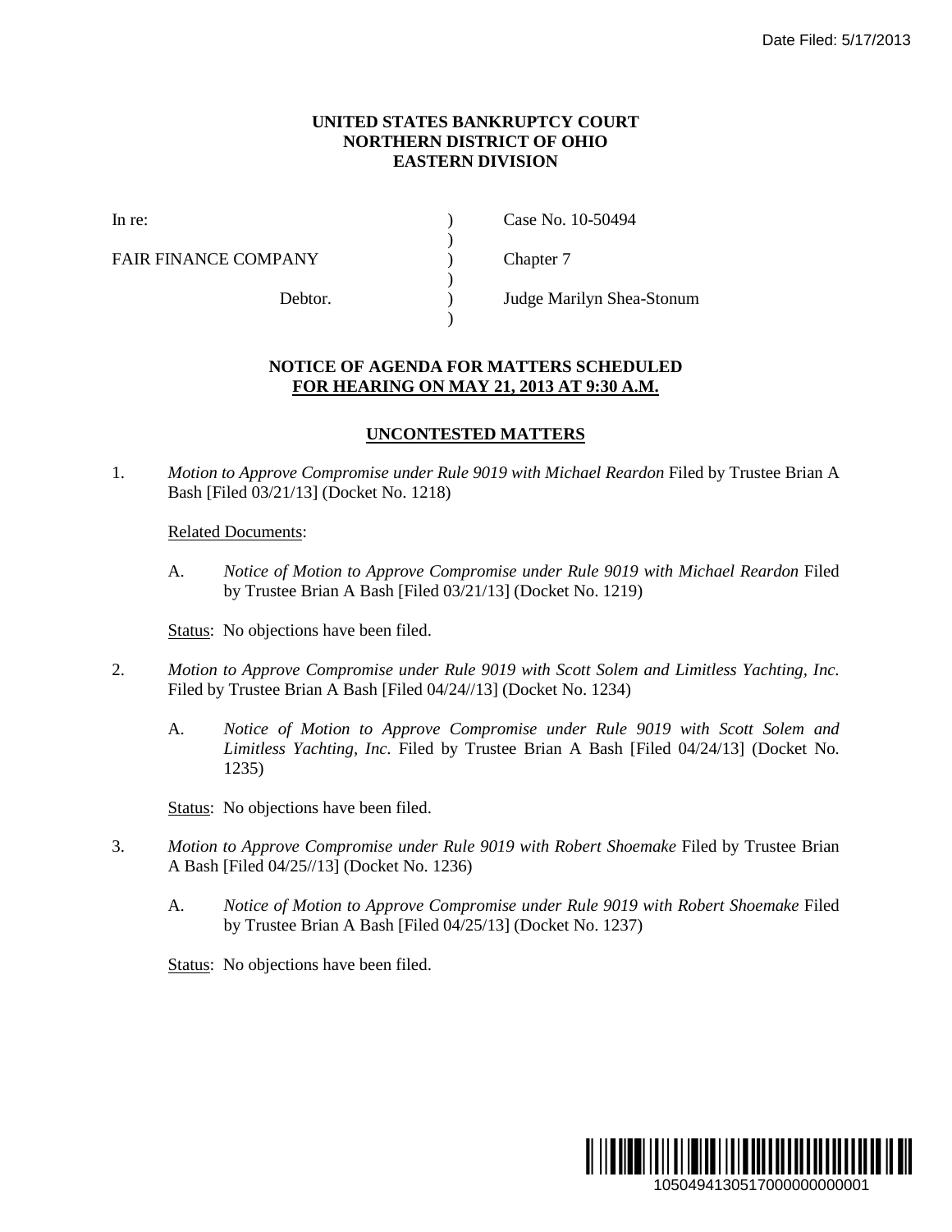Date Filed: 5/17/2013

**UNITED STATES BANKRUPTCY COURT**
**NORTHERN DISTRICT OF OHIO**
**EASTERN DIVISION**

| | | |
|---|---|---|
| In re: | ) | Case No. 10-50494 |
| | ) | |
| FAIR FINANCE COMPANY | ) | Chapter 7 |
| | ) | |
| Debtor. | ) | Judge Marilyn Shea-Stonum |
| | ) | |

**NOTICE OF AGENDA FOR MATTERS SCHEDULED**
**FOR HEARING ON MAY 21, 2013 AT 9:30 A.M.**

**UNCONTESTED MATTERS**

1. *Motion to Approve Compromise under Rule 9019 with Michael Reardon* Filed by Trustee Brian A Bash [Filed 03/21/13] (Docket No. 1218)

   Related Documents:

   A. *Notice of Motion to Approve Compromise under Rule 9019 with Michael Reardon* Filed by Trustee Brian A Bash [Filed 03/21/13] (Docket No. 1219)

   Status: No objections have been filed.

2. *Motion to Approve Compromise under Rule 9019 with Scott Solem and Limitless Yachting, Inc.* Filed by Trustee Brian A Bash [Filed 04/24//13] (Docket No. 1234)

   A. *Notice of Motion to Approve Compromise under Rule 9019 with Scott Solem and Limitless Yachting, Inc.* Filed by Trustee Brian A Bash [Filed 04/24/13] (Docket No. 1235)

   Status: No objections have been filed.

3. *Motion to Approve Compromise under Rule 9019 with Robert Shoemake* Filed by Trustee Brian A Bash [Filed 04/25//13] (Docket No. 1236)

   A. *Notice of Motion to Approve Compromise under Rule 9019 with Robert Shoemake* Filed by Trustee Brian A Bash [Filed 04/25/13] (Docket No. 1237)

   Status: No objections have been filed.

1050494130517000000000001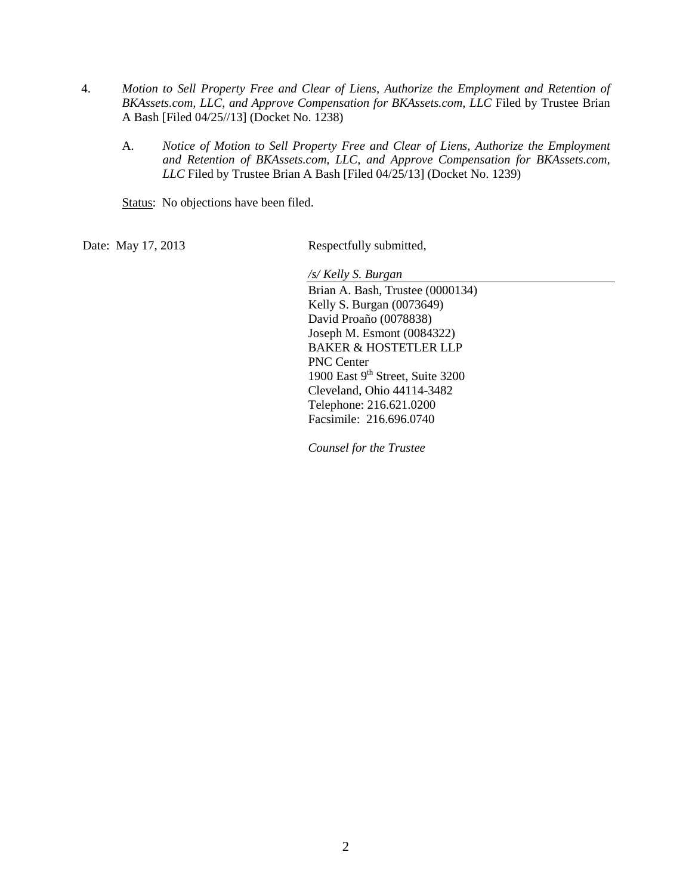4. *Motion to Sell Property Free and Clear of Liens, Authorize the Employment and Retention of BKAssets.com, LLC, and Approve Compensation for BKAssets.com, LLC* Filed by Trustee Brian A Bash [Filed 04/25//13] (Docket No. 1238)

   A. *Notice of Motion to Sell Property Free and Clear of Liens, Authorize the Employment and Retention of BKAssets.com, LLC, and Approve Compensation for BKAssets.com, LLC* Filed by Trustee Brian A Bash [Filed 04/25/13] (Docket No. 1239)

   Status: No objections have been filed.

Date: May 17, 2013

Respectfully submitted,

*/s/ Kelly S. Burgan*

Brian A. Bash, Trustee (0000134)
Kelly S. Burgan (0073649)
David Proaño (0078838)
Joseph M. Esmont (0084322)
BAKER & HOSTETLER LLP
PNC Center
1900 East 9th Street, Suite 3200
Cleveland, Ohio 44114-3482
Telephone: 216.621.0200
Facsimile: 216.696.0740

*Counsel for the Trustee*